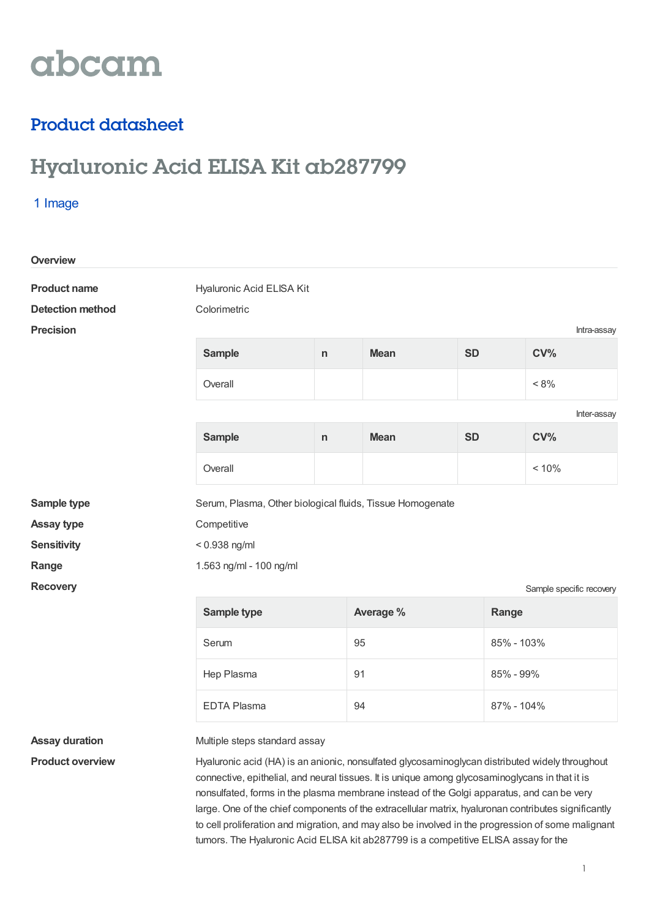abcam

## Product datasheet

# Hyaluronic Acid ELISA Kit ab287799

1 Image

### Overview

**Product name** Hyaluronic Acid ELISA Kit

**Detection method** Colorimetric

**Precision**

Intra-assay

| Sample | n | Mean | SD | CV% |
|---|---|---|---|---|
| Overall | | | | < 8% |

Inter-assay

| Sample | n | Mean | SD | CV% |
|---|---|---|---|---|
| Overall | | | | < 10% |

**Sample type** Serum, Plasma, Other biological fluids, Tissue Homogenate

**Assay type** Competitive

**Sensitivity** < 0.938 ng/ml

**Range** 1.563 ng/ml - 100 ng/ml

**Recovery**

Sample specific recovery

| Sample type | Average % | Range |
|---|---|---|
| Serum | 95 | 85% - 103% |
| Hep Plasma | 91 | 85% - 99% |
| EDTA Plasma | 94 | 87% - 104% |

**Assay duration** Multiple steps standard assay

**Product overview** Hyaluronic acid (HA) is an anionic, nonsulfated glycosaminoglycan distributed widely throughout connective, epithelial, and neural tissues. It is unique among glycosaminoglycans in that it is nonsulfated, forms in the plasma membrane instead of the Golgi apparatus, and can be very large. One of the chief components of the extracellular matrix, hyaluronan contributes significantly to cell proliferation and migration, and may also be involved in the progression of some malignant tumors. The Hyaluronic Acid ELISA kit ab287799 is a competitive ELISA assay for the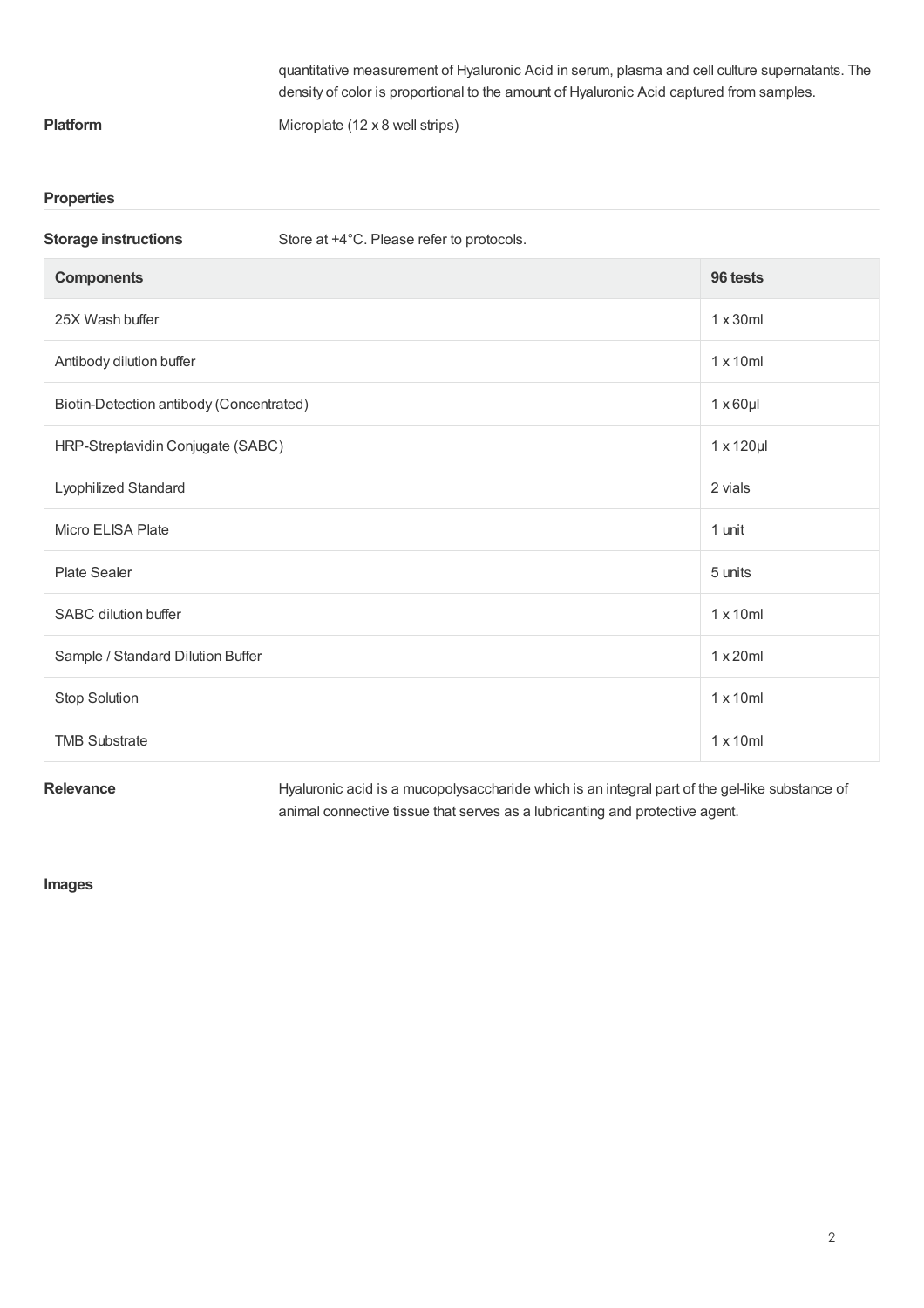quantitative measurement of Hyaluronic Acid in serum, plasma and cell culture supernatants. The density of color is proportional to the amount of Hyaluronic Acid captured from samples.

**Platform** Microplate (12 x 8 well strips)

## Properties

**Storage instructions** Store at +4°C. Please refer to protocols.

| Components | 96 tests |
| --- | --- |
| 25X Wash buffer | 1 x 30ml |
| Antibody dilution buffer | 1 x 10ml |
| Biotin-Detection antibody (Concentrated) | 1 x 60µl |
| HRP-Streptavidin Conjugate (SABC) | 1 x 120µl |
| Lyophilized Standard | 2 vials |
| Micro ELISA Plate | 1 unit |
| Plate Sealer | 5 units |
| SABC dilution buffer | 1 x 10ml |
| Sample / Standard Dilution Buffer | 1 x 20ml |
| Stop Solution | 1 x 10ml |
| TMB Substrate | 1 x 10ml |

**Relevance** Hyaluronic acid is a mucopolysaccharide which is an integral part of the gel-like substance of animal connective tissue that serves as a lubricanting and protective agent.

## Images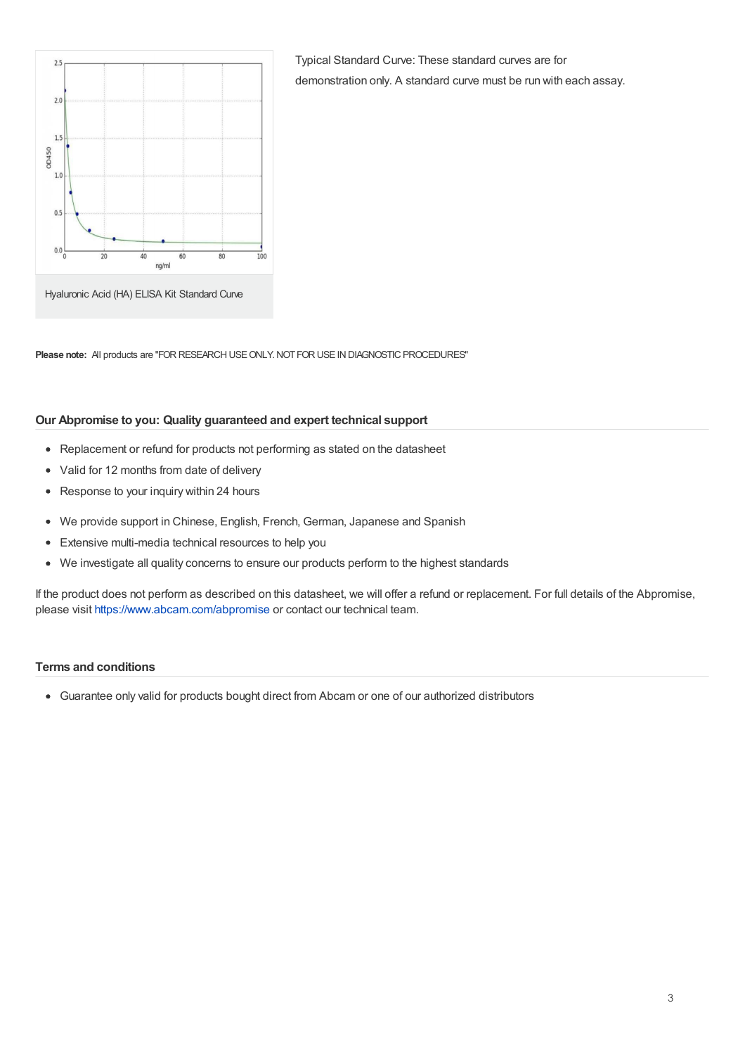2.5
2.0
1.5
1.0
0.5
0.0
OD450
0
20
40
60
80
100
ng/ml

Hyaluronic Acid (HA) ELISA Kit Standard Curve

Typical Standard Curve: These standard curves are for demonstration only. A standard curve must be run with each assay.

**Please note:** All products are "FOR RESEARCH USE ONLY. NOT FOR USE IN DIAGNOSTIC PROCEDURES"

### Our Abpromise to you: Quality guaranteed and expert technical support

- Replacement or refund for products not performing as stated on the datasheet
- Valid for 12 months from date of delivery
- Response to your inquiry within 24 hours

- We provide support in Chinese, English, French, German, Japanese and Spanish
- Extensive multi-media technical resources to help you
- We investigate all quality concerns to ensure our products perform to the highest standards

If the product does not perform as described on this datasheet, we will offer a refund or replacement. For full details of the Abpromise, please visit https://www.abcam.com/abpromise or contact our technical team.

### Terms and conditions

- Guarantee only valid for products bought direct from Abcam or one of our authorized distributors